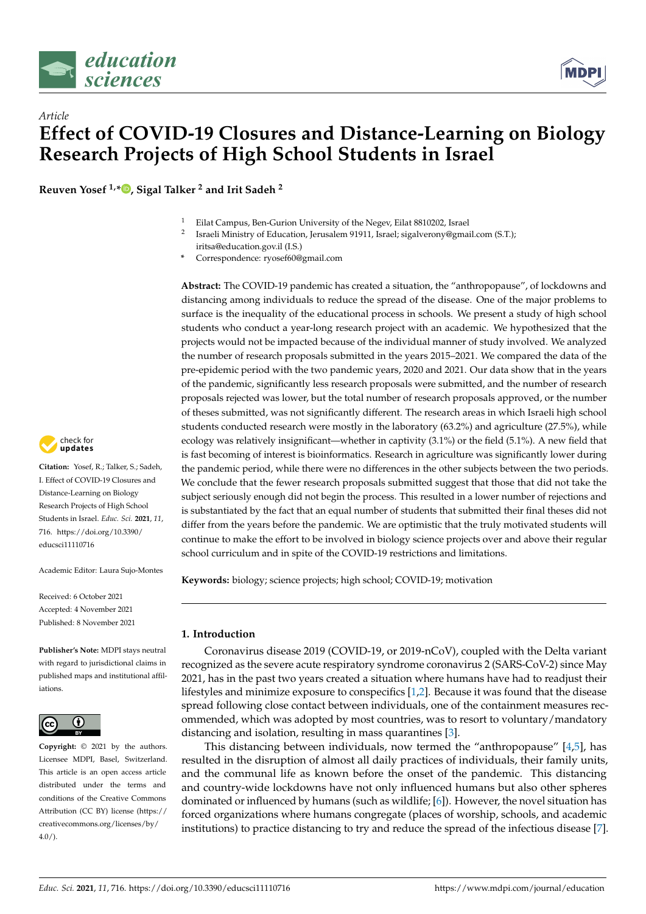*Article*

# Effect of COVID-19 Closures and Distance-Learning on Biology Research Projects of High School Students in Israel

**Reuven Yosef [1,*], Sigal Talker [2] and Irit Sadeh [2]**

[1] Eilat Campus, Ben-Gurion University of the Negev, Eilat 8810202, Israel
[2] Israeli Ministry of Education, Jerusalem 91911, Israel; sigalverony@gmail.com (S.T.); iritsa@education.gov.il (I.S.)
* Correspondence: ryosef60@gmail.com

**Abstract:** The COVID-19 pandemic has created a situation, the "anthropopause", of lockdowns and distancing among individuals to reduce the spread of the disease. One of the major problems to surface is the inequality of the educational process in schools. We present a study of high school students who conduct a year-long research project with an academic. We hypothesized that the projects would not be impacted because of the individual manner of study involved. We analyzed the number of research proposals submitted in the years 2015–2021. We compared the data of the pre-epidemic period with the two pandemic years, 2020 and 2021. Our data show that in the years of the pandemic, significantly less research proposals were submitted, and the number of research proposals rejected was lower, but the total number of research proposals approved, or the number of theses submitted, was not significantly different. The research areas in which Israeli high school students conducted research were mostly in the laboratory (63.2%) and agriculture (27.5%), while ecology was relatively insignificant—whether in captivity (3.1%) or the field (5.1%). A new field that is fast becoming of interest is bioinformatics. Research in agriculture was significantly lower during the pandemic period, while there were no differences in the other subjects between the two periods. We conclude that the fewer research proposals submitted suggest that those that did not take the subject seriously enough did not begin the process. This resulted in a lower number of rejections and is substantiated by the fact that an equal number of students that submitted their final theses did not differ from the years before the pandemic. We are optimistic that the truly motivated students will continue to make the effort to be involved in biology science projects over and above their regular school curriculum and in spite of the COVID-19 restrictions and limitations.

**Keywords:** biology; science projects; high school; COVID-19; motivation

**Citation:** Yosef, R.; Talker, S.; Sadeh, I. Effect of COVID-19 Closures and Distance-Learning on Biology Research Projects of High School Students in Israel. *Educ. Sci.* **2021**, *11*, 716. https://doi.org/10.3390/educsci11110716

Academic Editor: Laura Sujo-Montes

Received: 6 October 2021
Accepted: 4 November 2021
Published: 8 November 2021

**Publisher's Note:** MDPI stays neutral with regard to jurisdictional claims in published maps and institutional affiliations.

**Copyright:** © 2021 by the authors. Licensee MDPI, Basel, Switzerland. This article is an open access article distributed under the terms and conditions of the Creative Commons Attribution (CC BY) license (https://creativecommons.org/licenses/by/4.0/).

## 1. Introduction

Coronavirus disease 2019 (COVID-19, or 2019-nCoV), coupled with the Delta variant recognized as the severe acute respiratory syndrome coronavirus 2 (SARS-CoV-2) since May 2021, has in the past two years created a situation where humans have had to readjust their lifestyles and minimize exposure to conspecifics [1,2]. Because it was found that the disease spread following close contact between individuals, one of the containment measures recommended, which was adopted by most countries, was to resort to voluntary/mandatory distancing and isolation, resulting in mass quarantines [3].

This distancing between individuals, now termed the "anthropopause" [4,5], has resulted in the disruption of almost all daily practices of individuals, their family units, and the communal life as known before the onset of the pandemic. This distancing and country-wide lockdowns have not only influenced humans but also other spheres dominated or influenced by humans (such as wildlife; [6]). However, the novel situation has forced organizations where humans congregate (places of worship, schools, and academic institutions) to practice distancing to try and reduce the spread of the infectious disease [7].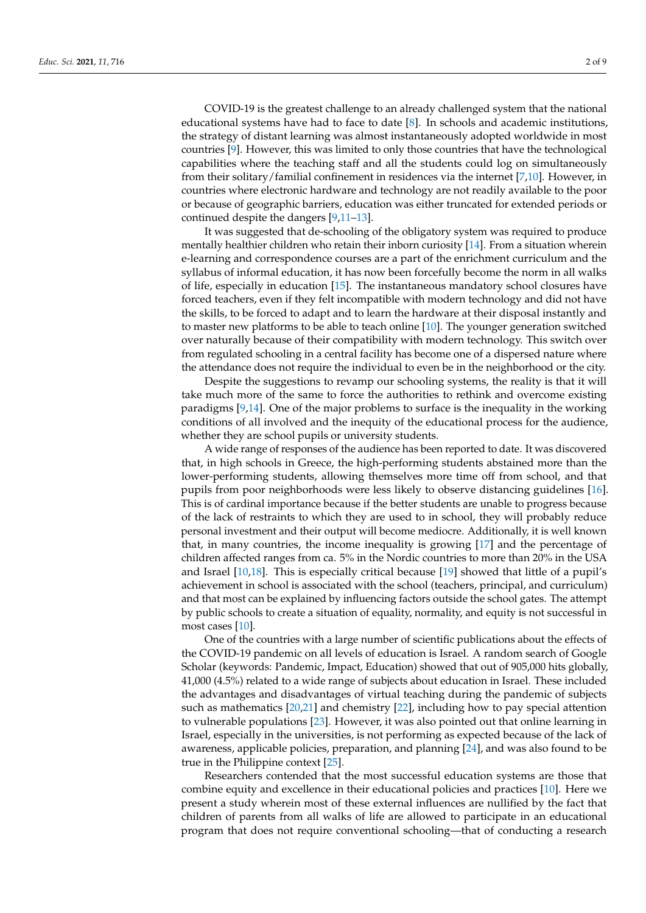COVID-19 is the greatest challenge to an already challenged system that the national educational systems have had to face to date [8]. In schools and academic institutions, the strategy of distant learning was almost instantaneously adopted worldwide in most countries [9]. However, this was limited to only those countries that have the technological capabilities where the teaching staff and all the students could log on simultaneously from their solitary/familial confinement in residences via the internet [7,10]. However, in countries where electronic hardware and technology are not readily available to the poor or because of geographic barriers, education was either truncated for extended periods or continued despite the dangers [9,11–13].

It was suggested that de-schooling of the obligatory system was required to produce mentally healthier children who retain their inborn curiosity [14]. From a situation wherein e-learning and correspondence courses are a part of the enrichment curriculum and the syllabus of informal education, it has now been forcefully become the norm in all walks of life, especially in education [15]. The instantaneous mandatory school closures have forced teachers, even if they felt incompatible with modern technology and did not have the skills, to be forced to adapt and to learn the hardware at their disposal instantly and to master new platforms to be able to teach online [10]. The younger generation switched over naturally because of their compatibility with modern technology. This switch over from regulated schooling in a central facility has become one of a dispersed nature where the attendance does not require the individual to even be in the neighborhood or the city.

Despite the suggestions to revamp our schooling systems, the reality is that it will take much more of the same to force the authorities to rethink and overcome existing paradigms [9,14]. One of the major problems to surface is the inequality in the working conditions of all involved and the inequity of the educational process for the audience, whether they are school pupils or university students.

A wide range of responses of the audience has been reported to date. It was discovered that, in high schools in Greece, the high-performing students abstained more than the lower-performing students, allowing themselves more time off from school, and that pupils from poor neighborhoods were less likely to observe distancing guidelines [16]. This is of cardinal importance because if the better students are unable to progress because of the lack of restraints to which they are used to in school, they will probably reduce personal investment and their output will become mediocre. Additionally, it is well known that, in many countries, the income inequality is growing [17] and the percentage of children affected ranges from ca. 5% in the Nordic countries to more than 20% in the USA and Israel [10,18]. This is especially critical because [19] showed that little of a pupil's achievement in school is associated with the school (teachers, principal, and curriculum) and that most can be explained by influencing factors outside the school gates. The attempt by public schools to create a situation of equality, normality, and equity is not successful in most cases [10].

One of the countries with a large number of scientific publications about the effects of the COVID-19 pandemic on all levels of education is Israel. A random search of Google Scholar (keywords: Pandemic, Impact, Education) showed that out of 905,000 hits globally, 41,000 (4.5%) related to a wide range of subjects about education in Israel. These included the advantages and disadvantages of virtual teaching during the pandemic of subjects such as mathematics [20,21] and chemistry [22], including how to pay special attention to vulnerable populations [23]. However, it was also pointed out that online learning in Israel, especially in the universities, is not performing as expected because of the lack of awareness, applicable policies, preparation, and planning [24], and was also found to be true in the Philippine context [25].

Researchers contended that the most successful education systems are those that combine equity and excellence in their educational policies and practices [10]. Here we present a study wherein most of these external influences are nullified by the fact that children of parents from all walks of life are allowed to participate in an educational program that does not require conventional schooling—that of conducting a research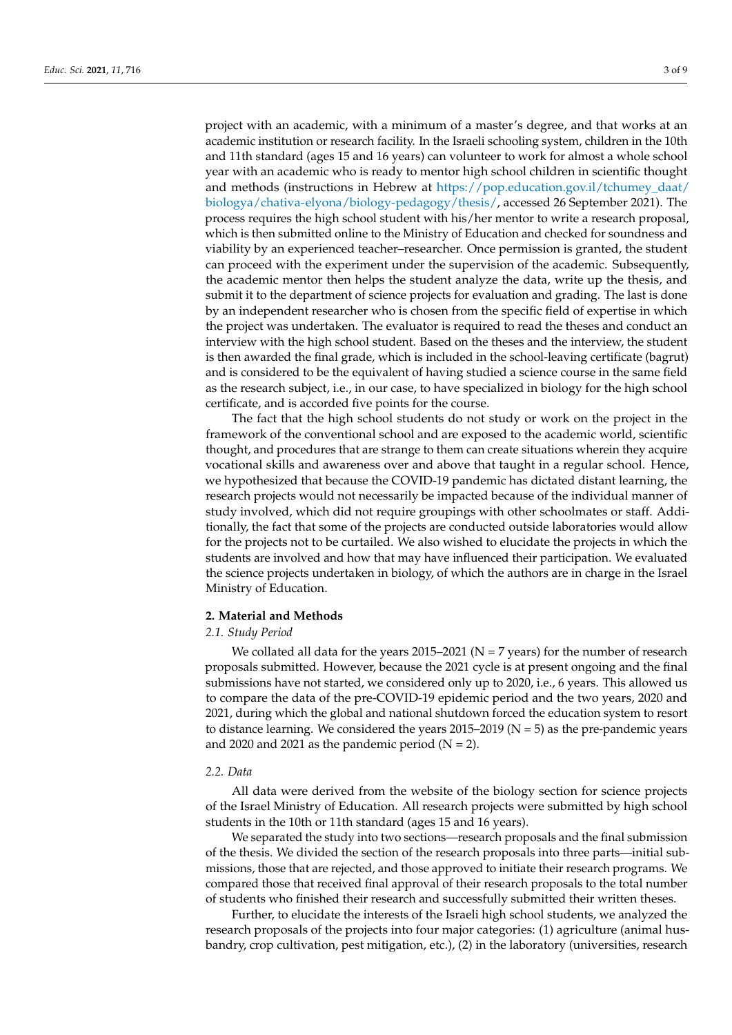project with an academic, with a minimum of a master's degree, and that works at an academic institution or research facility. In the Israeli schooling system, children in the 10th and 11th standard (ages 15 and 16 years) can volunteer to work for almost a whole school year with an academic who is ready to mentor high school children in scientific thought and methods (instructions in Hebrew at https://pop.education.gov.il/tchumey_daat/biologya/chativa-elyona/biology-pedagogy/thesis/, accessed 26 September 2021). The process requires the high school student with his/her mentor to write a research proposal, which is then submitted online to the Ministry of Education and checked for soundness and viability by an experienced teacher–researcher. Once permission is granted, the student can proceed with the experiment under the supervision of the academic. Subsequently, the academic mentor then helps the student analyze the data, write up the thesis, and submit it to the department of science projects for evaluation and grading. The last is done by an independent researcher who is chosen from the specific field of expertise in which the project was undertaken. The evaluator is required to read the theses and conduct an interview with the high school student. Based on the theses and the interview, the student is then awarded the final grade, which is included in the school-leaving certificate (bagrut) and is considered to be the equivalent of having studied a science course in the same field as the research subject, i.e., in our case, to have specialized in biology for the high school certificate, and is accorded five points for the course.

The fact that the high school students do not study or work on the project in the framework of the conventional school and are exposed to the academic world, scientific thought, and procedures that are strange to them can create situations wherein they acquire vocational skills and awareness over and above that taught in a regular school. Hence, we hypothesized that because the COVID-19 pandemic has dictated distant learning, the research projects would not necessarily be impacted because of the individual manner of study involved, which did not require groupings with other schoolmates or staff. Additionally, the fact that some of the projects are conducted outside laboratories would allow for the projects not to be curtailed. We also wished to elucidate the projects in which the students are involved and how that may have influenced their participation. We evaluated the science projects undertaken in biology, of which the authors are in charge in the Israel Ministry of Education.

## 2. Material and Methods

### *2.1. Study Period*

We collated all data for the years 2015–2021 (N = 7 years) for the number of research proposals submitted. However, because the 2021 cycle is at present ongoing and the final submissions have not started, we considered only up to 2020, i.e., 6 years. This allowed us to compare the data of the pre-COVID-19 epidemic period and the two years, 2020 and 2021, during which the global and national shutdown forced the education system to resort to distance learning. We considered the years 2015–2019 (N = 5) as the pre-pandemic years and 2020 and 2021 as the pandemic period (N = 2).

### *2.2. Data*

All data were derived from the website of the biology section for science projects of the Israel Ministry of Education. All research projects were submitted by high school students in the 10th or 11th standard (ages 15 and 16 years).

We separated the study into two sections—research proposals and the final submission of the thesis. We divided the section of the research proposals into three parts—initial submissions, those that are rejected, and those approved to initiate their research programs. We compared those that received final approval of their research proposals to the total number of students who finished their research and successfully submitted their written theses.

Further, to elucidate the interests of the Israeli high school students, we analyzed the research proposals of the projects into four major categories: (1) agriculture (animal husbandry, crop cultivation, pest mitigation, etc.), (2) in the laboratory (universities, research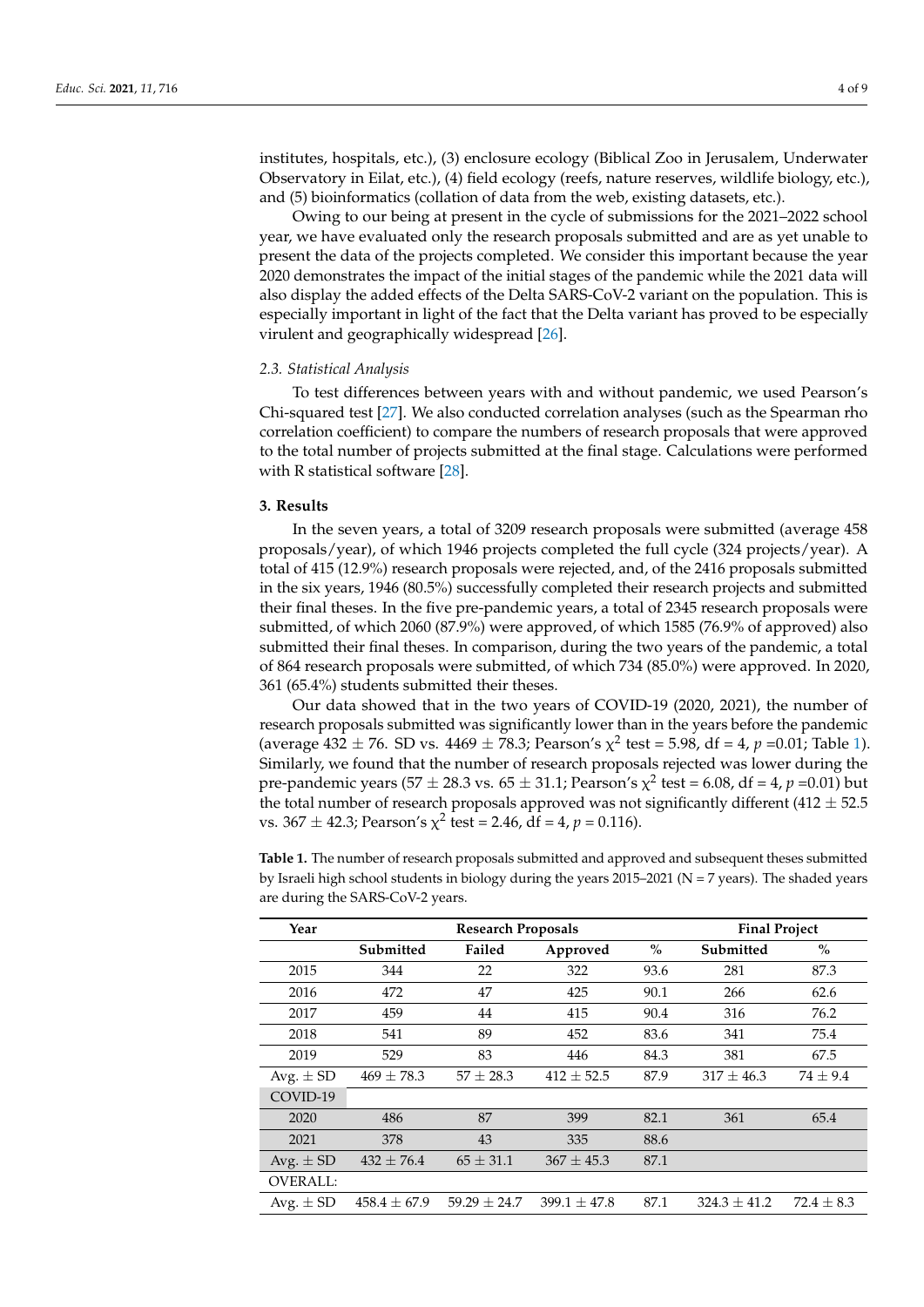institutes, hospitals, etc.), (3) enclosure ecology (Biblical Zoo in Jerusalem, Underwater Observatory in Eilat, etc.), (4) field ecology (reefs, nature reserves, wildlife biology, etc.), and (5) bioinformatics (collation of data from the web, existing datasets, etc.).

Owing to our being at present in the cycle of submissions for the 2021–2022 school year, we have evaluated only the research proposals submitted and are as yet unable to present the data of the projects completed. We consider this important because the year 2020 demonstrates the impact of the initial stages of the pandemic while the 2021 data will also display the added effects of the Delta SARS-CoV-2 variant on the population. This is especially important in light of the fact that the Delta variant has proved to be especially virulent and geographically widespread [26].

### 2.3. Statistical Analysis

To test differences between years with and without pandemic, we used Pearson's Chi-squared test [27]. We also conducted correlation analyses (such as the Spearman rho correlation coefficient) to compare the numbers of research proposals that were approved to the total number of projects submitted at the final stage. Calculations were performed with R statistical software [28].

## 3. Results

In the seven years, a total of 3209 research proposals were submitted (average 458 proposals/year), of which 1946 projects completed the full cycle (324 projects/year). A total of 415 (12.9%) research proposals were rejected, and, of the 2416 proposals submitted in the six years, 1946 (80.5%) successfully completed their research projects and submitted their final theses. In the five pre-pandemic years, a total of 2345 research proposals were submitted, of which 2060 (87.9%) were approved, of which 1585 (76.9% of approved) also submitted their final theses. In comparison, during the two years of the pandemic, a total of 864 research proposals were submitted, of which 734 (85.0%) were approved. In 2020, 361 (65.4%) students submitted their theses.

Our data showed that in the two years of COVID-19 (2020, 2021), the number of research proposals submitted was significantly lower than in the years before the pandemic (average 432 ± 76. SD vs. 4469 ± 78.3; Pearson's $\chi^2$ test = 5.98, df = 4, $p$ =0.01; Table 1). Similarly, we found that the number of research proposals rejected was lower during the pre-pandemic years (57 ± 28.3 vs. 65 ± 31.1; Pearson's $\chi^2$ test = 6.08, df = 4, $p$ =0.01) but the total number of research proposals approved was not significantly different (412 ± 52.5 vs. 367 ± 42.3; Pearson's $\chi^2$ test = 2.46, df = 4, $p$ = 0.116).

**Table 1.** The number of research proposals submitted and approved and subsequent theses submitted by Israeli high school students in biology during the years 2015–2021 (N = 7 years). The shaded years are during the SARS-CoV-2 years.

| Year | Research Proposals | | | | Final Project | |
|---|---|---|---|---|---|---|
| | Submitted | Failed | Approved | % | Submitted | % |
| 2015 | 344 | 22 | 322 | 93.6 | 281 | 87.3 |
| 2016 | 472 | 47 | 425 | 90.1 | 266 | 62.6 |
| 2017 | 459 | 44 | 415 | 90.4 | 316 | 76.2 |
| 2018 | 541 | 89 | 452 | 83.6 | 341 | 75.4 |
| 2019 | 529 | 83 | 446 | 84.3 | 381 | 67.5 |
| Avg. ± SD | 469 ± 78.3 | 57 ± 28.3 | 412 ± 52.5 | 87.9 | 317 ± 46.3 | 74 ± 9.4 |
| COVID-19 | | | | | | |
| 2020 | 486 | 87 | 399 | 82.1 | 361 | 65.4 |
| 2021 | 378 | 43 | 335 | 88.6 | | |
| Avg. ± SD | 432 ± 76.4 | 65 ± 31.1 | 367 ± 45.3 | 87.1 | | |
| OVERALL: | | | | | | |
| Avg. ± SD | 458.4 ± 67.9 | 59.29 ± 24.7 | 399.1 ± 47.8 | 87.1 | 324.3 ± 41.2 | 72.4 ± 8.3 |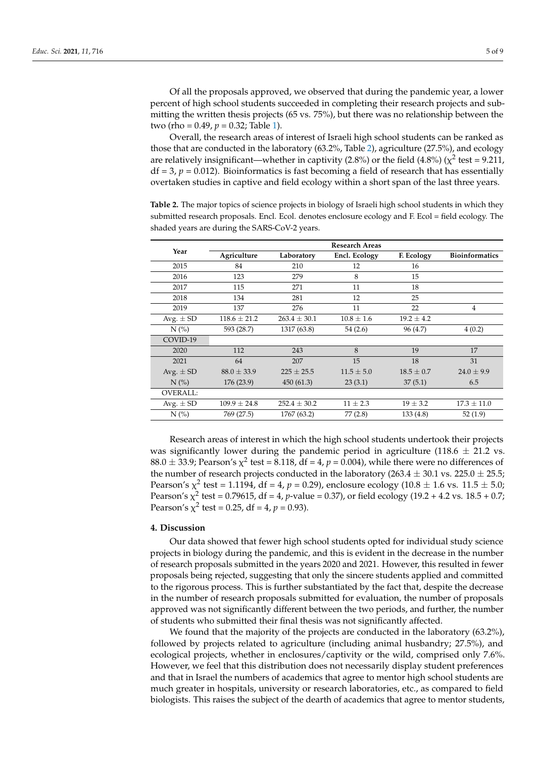Of all the proposals approved, we observed that during the pandemic year, a lower percent of high school students succeeded in completing their research projects and submitting the written thesis projects (65 vs. 75%), but there was no relationship between the two (rho = 0.49, $p = 0.32$; Table 1).

Overall, the research areas of interest of Israeli high school students can be ranked as those that are conducted in the laboratory (63.2%, Table 2), agriculture (27.5%), and ecology are relatively insignificant—whether in captivity (2.8%) or the field (4.8%) ($\chi^2$ test = 9.211, df = 3, $p = 0.012$). Bioinformatics is fast becoming a field of research that has essentially overtaken studies in captive and field ecology within a short span of the last three years.

**Table 2.** The major topics of science projects in biology of Israeli high school students in which they submitted research proposals. Encl. Ecol. denotes enclosure ecology and F. Ecol = field ecology. The shaded years are during the SARS-CoV-2 years.

| Year | Research Areas | | | | |
|---|---|---|---|---|---|
| | Agriculture | Laboratory | Encl. Ecology | F. Ecology | Bioinformatics |
| 2015 | 84 | 210 | 12 | 16 | |
| 2016 | 123 | 279 | 8 | 15 | |
| 2017 | 115 | 271 | 11 | 18 | |
| 2018 | 134 | 281 | 12 | 25 | |
| 2019 | 137 | 276 | 11 | 22 | 4 |
| Avg. ± SD | 118.6 ± 21.2 | 263.4 ± 30.1 | 10.8 ± 1.6 | 19.2 ± 4.2 | |
| N (%) | 593 (28.7) | 1317 (63.8) | 54 (2.6) | 96 (4.7) | 4 (0.2) |
| COVID-19 | | | | | |
| 2020 | 112 | 243 | 8 | 19 | 17 |
| 2021 | 64 | 207 | 15 | 18 | 31 |
| Avg. ± SD | 88.0 ± 33.9 | 225 ± 25.5 | 11.5 ± 5.0 | 18.5 ± 0.7 | 24.0 ± 9.9 |
| N (%) | 176 (23.9) | 450 (61.3) | 23 (3.1) | 37 (5.1) | 6.5 |
| OVERALL: | | | | | |
| Avg. ± SD | 109.9 ± 24.8 | 252.4 ± 30.2 | 11 ± 2.3 | 19 ± 3.2 | 17.3 ± 11.0 |
| N (%) | 769 (27.5) | 1767 (63.2) | 77 (2.8) | 133 (4.8) | 52 (1.9) |

Research areas of interest in which the high school students undertook their projects was significantly lower during the pandemic period in agriculture (118.6 ± 21.2 vs. 88.0 ± 33.9; Pearson's $\chi^2$ test = 8.118, df = 4, $p = 0.004$), while there were no differences of the number of research projects conducted in the laboratory (263.4 ± 30.1 vs. 225.0 ± 25.5; Pearson's $\chi^2$ test = 1.1194, df = 4, $p = 0.29$), enclosure ecology (10.8 ± 1.6 vs. 11.5 ± 5.0; Pearson's $\chi^2$ test = 0.79615, df = 4, $p$-value = 0.37), or field ecology (19.2 + 4.2 vs. 18.5 + 0.7; Pearson's $\chi^2$ test = 0.25, df = 4, $p = 0.93$).

## 4. Discussion

Our data showed that fewer high school students opted for individual study science projects in biology during the pandemic, and this is evident in the decrease in the number of research proposals submitted in the years 2020 and 2021. However, this resulted in fewer proposals being rejected, suggesting that only the sincere students applied and committed to the rigorous process. This is further substantiated by the fact that, despite the decrease in the number of research proposals submitted for evaluation, the number of proposals approved was not significantly different between the two periods, and further, the number of students who submitted their final thesis was not significantly affected.

We found that the majority of the projects are conducted in the laboratory (63.2%), followed by projects related to agriculture (including animal husbandry; 27.5%), and ecological projects, whether in enclosures/captivity or the wild, comprised only 7.6%. However, we feel that this distribution does not necessarily display student preferences and that in Israel the numbers of academics that agree to mentor high school students are much greater in hospitals, university or research laboratories, etc., as compared to field biologists. This raises the subject of the dearth of academics that agree to mentor students,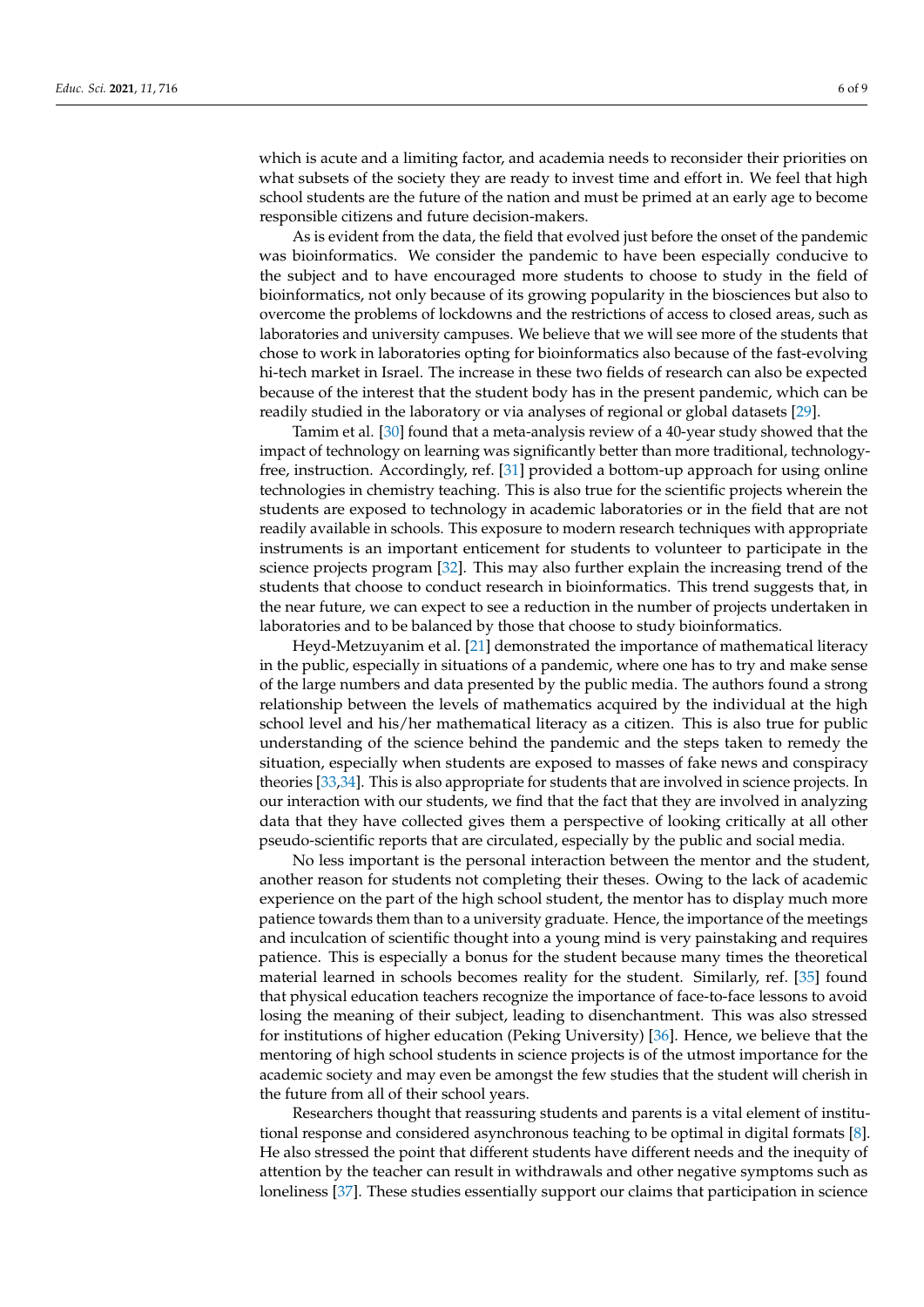which is acute and a limiting factor, and academia needs to reconsider their priorities on what subsets of the society they are ready to invest time and effort in. We feel that high school students are the future of the nation and must be primed at an early age to become responsible citizens and future decision-makers.

As is evident from the data, the field that evolved just before the onset of the pandemic was bioinformatics. We consider the pandemic to have been especially conducive to the subject and to have encouraged more students to choose to study in the field of bioinformatics, not only because of its growing popularity in the biosciences but also to overcome the problems of lockdowns and the restrictions of access to closed areas, such as laboratories and university campuses. We believe that we will see more of the students that chose to work in laboratories opting for bioinformatics also because of the fast-evolving hi-tech market in Israel. The increase in these two fields of research can also be expected because of the interest that the student body has in the present pandemic, which can be readily studied in the laboratory or via analyses of regional or global datasets [29].

Tamim et al. [30] found that a meta-analysis review of a 40-year study showed that the impact of technology on learning was significantly better than more traditional, technology-free, instruction. Accordingly, ref. [31] provided a bottom-up approach for using online technologies in chemistry teaching. This is also true for the scientific projects wherein the students are exposed to technology in academic laboratories or in the field that are not readily available in schools. This exposure to modern research techniques with appropriate instruments is an important enticement for students to volunteer to participate in the science projects program [32]. This may also further explain the increasing trend of the students that choose to conduct research in bioinformatics. This trend suggests that, in the near future, we can expect to see a reduction in the number of projects undertaken in laboratories and to be balanced by those that choose to study bioinformatics.

Heyd-Metzuyanim et al. [21] demonstrated the importance of mathematical literacy in the public, especially in situations of a pandemic, where one has to try and make sense of the large numbers and data presented by the public media. The authors found a strong relationship between the levels of mathematics acquired by the individual at the high school level and his/her mathematical literacy as a citizen. This is also true for public understanding of the science behind the pandemic and the steps taken to remedy the situation, especially when students are exposed to masses of fake news and conspiracy theories [33,34]. This is also appropriate for students that are involved in science projects. In our interaction with our students, we find that the fact that they are involved in analyzing data that they have collected gives them a perspective of looking critically at all other pseudo-scientific reports that are circulated, especially by the public and social media.

No less important is the personal interaction between the mentor and the student, another reason for students not completing their theses. Owing to the lack of academic experience on the part of the high school student, the mentor has to display much more patience towards them than to a university graduate. Hence, the importance of the meetings and inculcation of scientific thought into a young mind is very painstaking and requires patience. This is especially a bonus for the student because many times the theoretical material learned in schools becomes reality for the student. Similarly, ref. [35] found that physical education teachers recognize the importance of face-to-face lessons to avoid losing the meaning of their subject, leading to disenchantment. This was also stressed for institutions of higher education (Peking University) [36]. Hence, we believe that the mentoring of high school students in science projects is of the utmost importance for the academic society and may even be amongst the few studies that the student will cherish in the future from all of their school years.

Researchers thought that reassuring students and parents is a vital element of institutional response and considered asynchronous teaching to be optimal in digital formats [8]. He also stressed the point that different students have different needs and the inequity of attention by the teacher can result in withdrawals and other negative symptoms such as loneliness [37]. These studies essentially support our claims that participation in science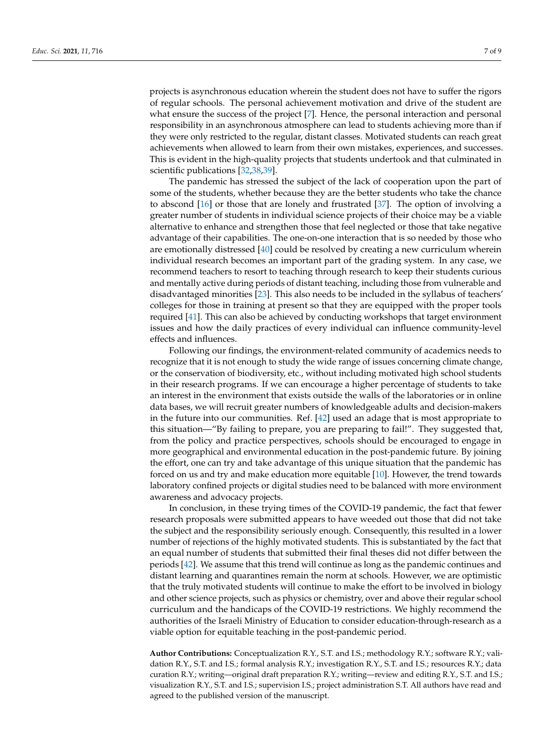projects is asynchronous education wherein the student does not have to suffer the rigors of regular schools. The personal achievement motivation and drive of the student are what ensure the success of the project [7]. Hence, the personal interaction and personal responsibility in an asynchronous atmosphere can lead to students achieving more than if they were only restricted to the regular, distant classes. Motivated students can reach great achievements when allowed to learn from their own mistakes, experiences, and successes. This is evident in the high-quality projects that students undertook and that culminated in scientific publications [32,38,39].

The pandemic has stressed the subject of the lack of cooperation upon the part of some of the students, whether because they are the better students who take the chance to abscond [16] or those that are lonely and frustrated [37]. The option of involving a greater number of students in individual science projects of their choice may be a viable alternative to enhance and strengthen those that feel neglected or those that take negative advantage of their capabilities. The one-on-one interaction that is so needed by those who are emotionally distressed [40] could be resolved by creating a new curriculum wherein individual research becomes an important part of the grading system. In any case, we recommend teachers to resort to teaching through research to keep their students curious and mentally active during periods of distant teaching, including those from vulnerable and disadvantaged minorities [23]. This also needs to be included in the syllabus of teachers' colleges for those in training at present so that they are equipped with the proper tools required [41]. This can also be achieved by conducting workshops that target environment issues and how the daily practices of every individual can influence community-level effects and influences.

Following our findings, the environment-related community of academics needs to recognize that it is not enough to study the wide range of issues concerning climate change, or the conservation of biodiversity, etc., without including motivated high school students in their research programs. If we can encourage a higher percentage of students to take an interest in the environment that exists outside the walls of the laboratories or in online data bases, we will recruit greater numbers of knowledgeable adults and decision-makers in the future into our communities. Ref. [42] used an adage that is most appropriate to this situation—"By failing to prepare, you are preparing to fail!". They suggested that, from the policy and practice perspectives, schools should be encouraged to engage in more geographical and environmental education in the post-pandemic future. By joining the effort, one can try and take advantage of this unique situation that the pandemic has forced on us and try and make education more equitable [10]. However, the trend towards laboratory confined projects or digital studies need to be balanced with more environment awareness and advocacy projects.

In conclusion, in these trying times of the COVID-19 pandemic, the fact that fewer research proposals were submitted appears to have weeded out those that did not take the subject and the responsibility seriously enough. Consequently, this resulted in a lower number of rejections of the highly motivated students. This is substantiated by the fact that an equal number of students that submitted their final theses did not differ between the periods [42]. We assume that this trend will continue as long as the pandemic continues and distant learning and quarantines remain the norm at schools. However, we are optimistic that the truly motivated students will continue to make the effort to be involved in biology and other science projects, such as physics or chemistry, over and above their regular school curriculum and the handicaps of the COVID-19 restrictions. We highly recommend the authorities of the Israeli Ministry of Education to consider education-through-research as a viable option for equitable teaching in the post-pandemic period.

**Author Contributions:** Conceptualization R.Y., S.T. and I.S.; methodology R.Y.; software R.Y.; validation R.Y., S.T. and I.S.; formal analysis R.Y.; investigation R.Y., S.T. and I.S.; resources R.Y.; data curation R.Y.; writing—original draft preparation R.Y.; writing—review and editing R.Y., S.T. and I.S.; visualization R.Y., S.T. and I.S.; supervision I.S.; project administration S.T. All authors have read and agreed to the published version of the manuscript.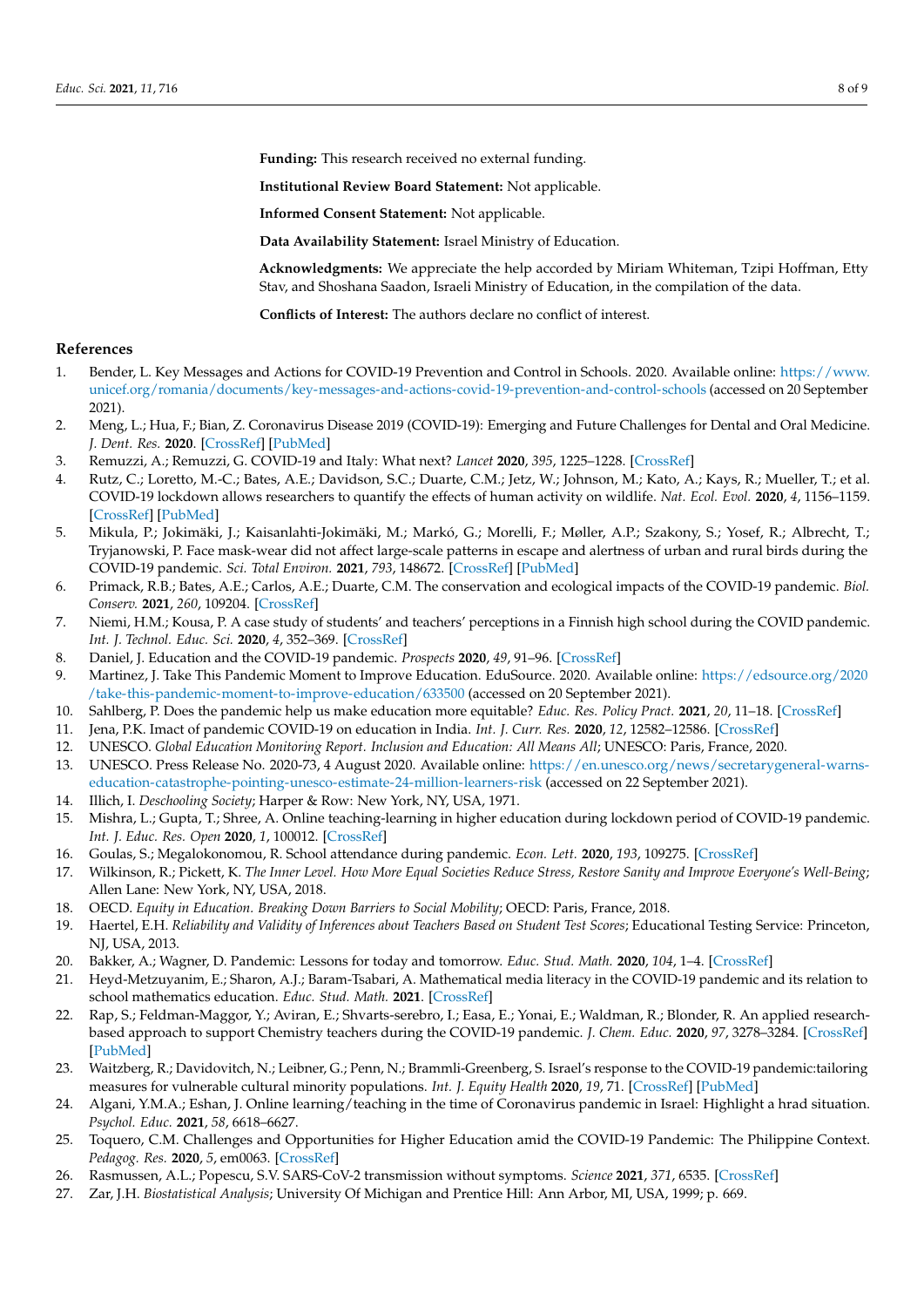**Funding:** This research received no external funding.

**Institutional Review Board Statement:** Not applicable.

**Informed Consent Statement:** Not applicable.

**Data Availability Statement:** Israel Ministry of Education.

**Acknowledgments:** We appreciate the help accorded by Miriam Whiteman, Tzipi Hoffman, Etty Stav, and Shoshana Saadon, Israeli Ministry of Education, in the compilation of the data.

**Conflicts of Interest:** The authors declare no conflict of interest.

## References

1. Bender, L. Key Messages and Actions for COVID-19 Prevention and Control in Schools. 2020. Available online: https://www.unicef.org/romania/documents/key-messages-and-actions-covid-19-prevention-and-control-schools (accessed on 20 September 2021).
2. Meng, L.; Hua, F.; Bian, Z. Coronavirus Disease 2019 (COVID-19): Emerging and Future Challenges for Dental and Oral Medicine. *J. Dent. Res.* **2020**. [CrossRef] [PubMed]
3. Remuzzi, A.; Remuzzi, G. COVID-19 and Italy: What next? *Lancet* **2020**, *395*, 1225–1228. [CrossRef]
4. Rutz, C.; Loretto, M.-C.; Bates, A.E.; Davidson, S.C.; Duarte, C.M.; Jetz, W.; Johnson, M.; Kato, A.; Kays, R.; Mueller, T.; et al. COVID-19 lockdown allows researchers to quantify the effects of human activity on wildlife. *Nat. Ecol. Evol.* **2020**, *4*, 1156–1159. [CrossRef] [PubMed]
5. Mikula, P.; Jokimäki, J.; Kaisanlahti-Jokimäki, M.; Markó, G.; Morelli, F.; Møller, A.P.; Szakony, S.; Yosef, R.; Albrecht, T.; Tryjanowski, P. Face mask-wear did not affect large-scale patterns in escape and alertness of urban and rural birds during the COVID-19 pandemic. *Sci. Total Environ.* **2021**, *793*, 148672. [CrossRef] [PubMed]
6. Primack, R.B.; Bates, A.E.; Carlos, A.E.; Duarte, C.M. The conservation and ecological impacts of the COVID-19 pandemic. *Biol. Conserv.* **2021**, *260*, 109204. [CrossRef]
7. Niemi, H.M.; Kousa, P. A case study of students' and teachers' perceptions in a Finnish high school during the COVID pandemic. *Int. J. Technol. Educ. Sci.* **2020**, *4*, 352–369. [CrossRef]
8. Daniel, J. Education and the COVID-19 pandemic. *Prospects* **2020**, *49*, 91–96. [CrossRef]
9. Martinez, J. Take This Pandemic Moment to Improve Education. EduSource. 2020. Available online: https://edsource.org/2020/take-this-pandemic-moment-to-improve-education/633500 (accessed on 20 September 2021).
10. Sahlberg, P. Does the pandemic help us make education more equitable? *Educ. Res. Policy Pract.* **2021**, *20*, 11–18. [CrossRef]
11. Jena, P.K. Imact of pandemic COVID-19 on education in India. *Int. J. Curr. Res.* **2020**, *12*, 12582–12586. [CrossRef]
12. UNESCO. *Global Education Monitoring Report. Inclusion and Education: All Means All*; UNESCO: Paris, France, 2020.
13. UNESCO. Press Release No. 2020-73, 4 August 2020. Available online: https://en.unesco.org/news/secretarygeneral-warns-education-catastrophe-pointing-unesco-estimate-24-million-learners-risk (accessed on 22 September 2021).
14. Illich, I. *Deschooling Society*; Harper & Row: New York, NY, USA, 1971.
15. Mishra, L.; Gupta, T.; Shree, A. Online teaching-learning in higher education during lockdown period of COVID-19 pandemic. *Int. J. Educ. Res. Open* **2020**, *1*, 100012. [CrossRef]
16. Goulas, S.; Megalokonomou, R. School attendance during pandemic. *Econ. Lett.* **2020**, *193*, 109275. [CrossRef]
17. Wilkinson, R.; Pickett, K. *The Inner Level. How More Equal Societies Reduce Stress, Restore Sanity and Improve Everyone's Well-Being*; Allen Lane: New York, NY, USA, 2018.
18. OECD. *Equity in Education. Breaking Down Barriers to Social Mobility*; OECD: Paris, France, 2018.
19. Haertel, E.H. *Reliability and Validity of Inferences about Teachers Based on Student Test Scores*; Educational Testing Service: Princeton, NJ, USA, 2013.
20. Bakker, A.; Wagner, D. Pandemic: Lessons for today and tomorrow. *Educ. Stud. Math.* **2020**, *104*, 1–4. [CrossRef]
21. Heyd-Metzuyanim, E.; Sharon, A.J.; Baram-Tsabari, A. Mathematical media literacy in the COVID-19 pandemic and its relation to school mathematics education. *Educ. Stud. Math.* **2021**. [CrossRef]
22. Rap, S.; Feldman-Maggor, Y.; Aviran, E.; Shvarts-serebro, I.; Easa, E.; Yonai, E.; Waldman, R.; Blonder, R. An applied research-based approach to support Chemistry teachers during the COVID-19 pandemic. *J. Chem. Educ.* **2020**, *97*, 3278–3284. [CrossRef] [PubMed]
23. Waitzberg, R.; Davidovitch, N.; Leibner, G.; Penn, N.; Brammli-Greenberg, S. Israel's response to the COVID-19 pandemic:tailoring measures for vulnerable cultural minority populations. *Int. J. Equity Health* **2020**, *19*, 71. [CrossRef] [PubMed]
24. Algani, Y.M.A.; Eshan, J. Online learning/teaching in the time of Coronavirus pandemic in Israel: Highlight a hrad situation. *Psychol. Educ.* **2021**, *58*, 6618–6627.
25. Toquero, C.M. Challenges and Opportunities for Higher Education amid the COVID-19 Pandemic: The Philippine Context. *Pedagog. Res.* **2020**, *5*, em0063. [CrossRef]
26. Rasmussen, A.L.; Popescu, S.V. SARS-CoV-2 transmission without symptoms. *Science* **2021**, *371*, 6535. [CrossRef]
27. Zar, J.H. *Biostatistical Analysis*; University Of Michigan and Prentice Hill: Ann Arbor, MI, USA, 1999; p. 669.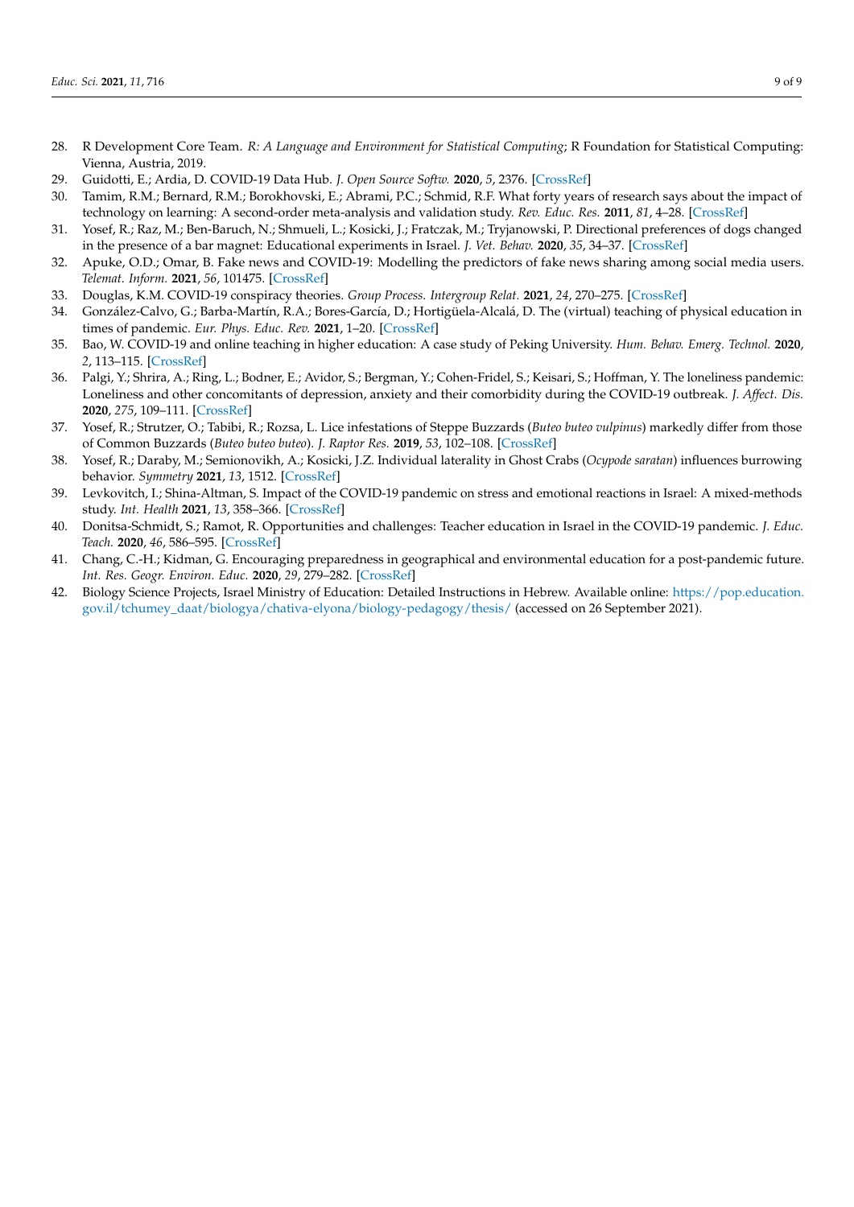28. R Development Core Team. *R: A Language and Environment for Statistical Computing*; R Foundation for Statistical Computing: Vienna, Austria, 2019.
29. Guidotti, E.; Ardia, D. COVID-19 Data Hub. *J. Open Source Softw.* **2020**, *5*, 2376. [CrossRef]
30. Tamim, R.M.; Bernard, R.M.; Borokhovski, E.; Abrami, P.C.; Schmid, R.F. What forty years of research says about the impact of technology on learning: A second-order meta-analysis and validation study. *Rev. Educ. Res.* **2011**, *81*, 4–28. [CrossRef]
31. Yosef, R.; Raz, M.; Ben-Baruch, N.; Shmueli, L.; Kosicki, J.; Fratczak, M.; Tryjanowski, P. Directional preferences of dogs changed in the presence of a bar magnet: Educational experiments in Israel. *J. Vet. Behav.* **2020**, *35*, 34–37. [CrossRef]
32. Apuke, O.D.; Omar, B. Fake news and COVID-19: Modelling the predictors of fake news sharing among social media users. *Telemat. Inform.* **2021**, *56*, 101475. [CrossRef]
33. Douglas, K.M. COVID-19 conspiracy theories. *Group Process. Intergroup Relat.* **2021**, *24*, 270–275. [CrossRef]
34. González-Calvo, G.; Barba-Martín, R.A.; Bores-García, D.; Hortigüela-Alcalá, D. The (virtual) teaching of physical education in times of pandemic. *Eur. Phys. Educ. Rev.* **2021**, 1–20. [CrossRef]
35. Bao, W. COVID-19 and online teaching in higher education: A case study of Peking University. *Hum. Behav. Emerg. Technol.* **2020**, *2*, 113–115. [CrossRef]
36. Palgi, Y.; Shrira, A.; Ring, L.; Bodner, E.; Avidor, S.; Bergman, Y.; Cohen-Fridel, S.; Keisari, S.; Hoffman, Y. The loneliness pandemic: Loneliness and other concomitants of depression, anxiety and their comorbidity during the COVID-19 outbreak. *J. Affect. Dis.* **2020**, *275*, 109–111. [CrossRef]
37. Yosef, R.; Strutzer, O.; Tabibi, R.; Rozsa, L. Lice infestations of Steppe Buzzards (*Buteo buteo vulpinus*) markedly differ from those of Common Buzzards (*Buteo buteo buteo*). *J. Raptor Res.* **2019**, *53*, 102–108. [CrossRef]
38. Yosef, R.; Daraby, M.; Semionovikh, A.; Kosicki, J.Z. Individual laterality in Ghost Crabs (*Ocypode saratan*) influences burrowing behavior. *Symmetry* **2021**, *13*, 1512. [CrossRef]
39. Levkovitch, I.; Shina-Altman, S. Impact of the COVID-19 pandemic on stress and emotional reactions in Israel: A mixed-methods study. *Int. Health* **2021**, *13*, 358–366. [CrossRef]
40. Donitsa-Schmidt, S.; Ramot, R. Opportunities and challenges: Teacher education in Israel in the COVID-19 pandemic. *J. Educ. Teach.* **2020**, *46*, 586–595. [CrossRef]
41. Chang, C.-H.; Kidman, G. Encouraging preparedness in geographical and environmental education for a post-pandemic future. *Int. Res. Geogr. Environ. Educ.* **2020**, *29*, 279–282. [CrossRef]
42. Biology Science Projects, Israel Ministry of Education: Detailed Instructions in Hebrew. Available online: https://pop.education.gov.il/tchumey_daat/biologya/chativa-elyona/biology-pedagogy/thesis/ (accessed on 26 September 2021).